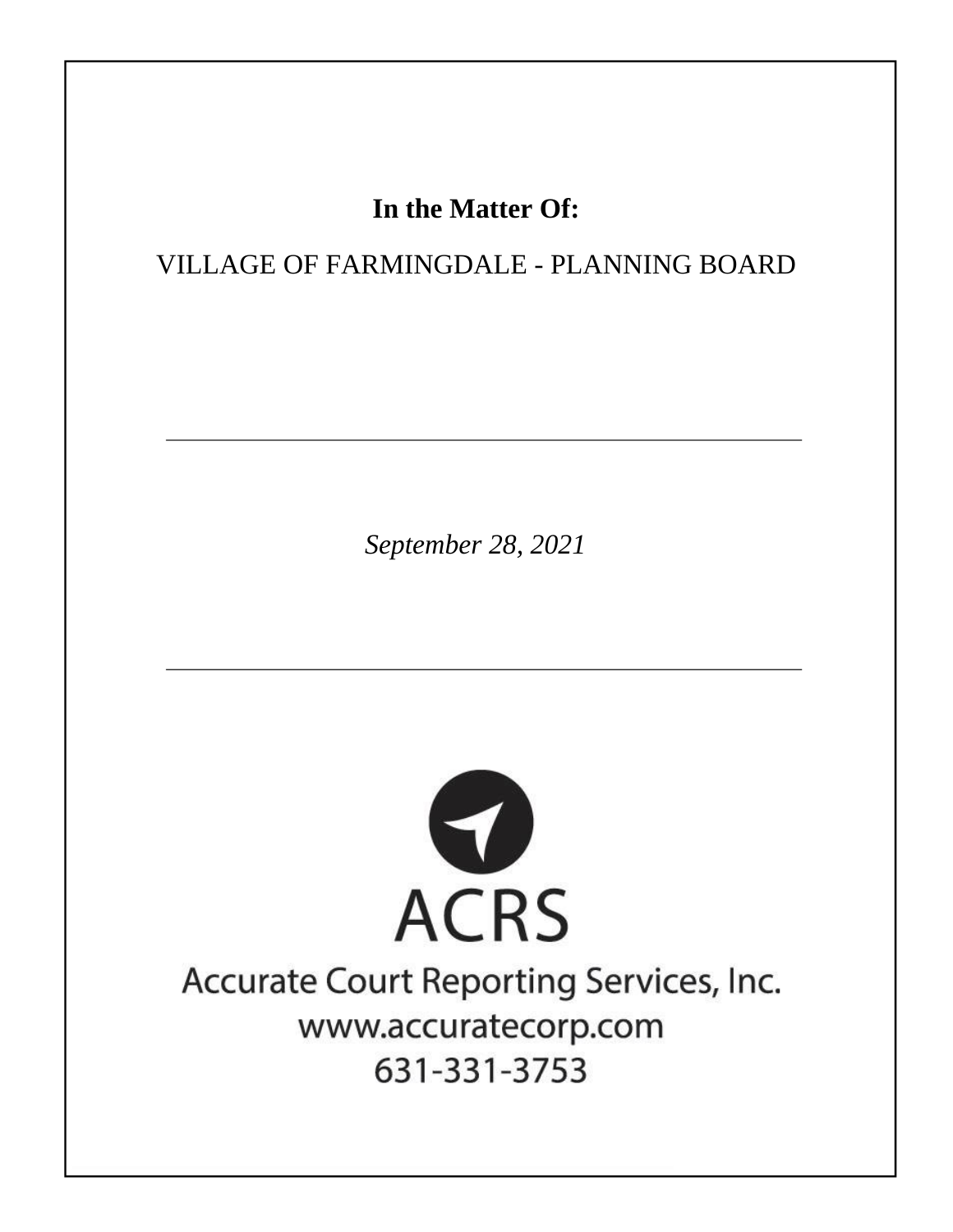**In the Matter Of:**

VILLAGE OF FARMINGDALE - PLANNING BOARD

---

*September 28, 2021*

---

ACRS

Accurate Court Reporting Services, Inc.

www.accuratecorp.com

631-331-3753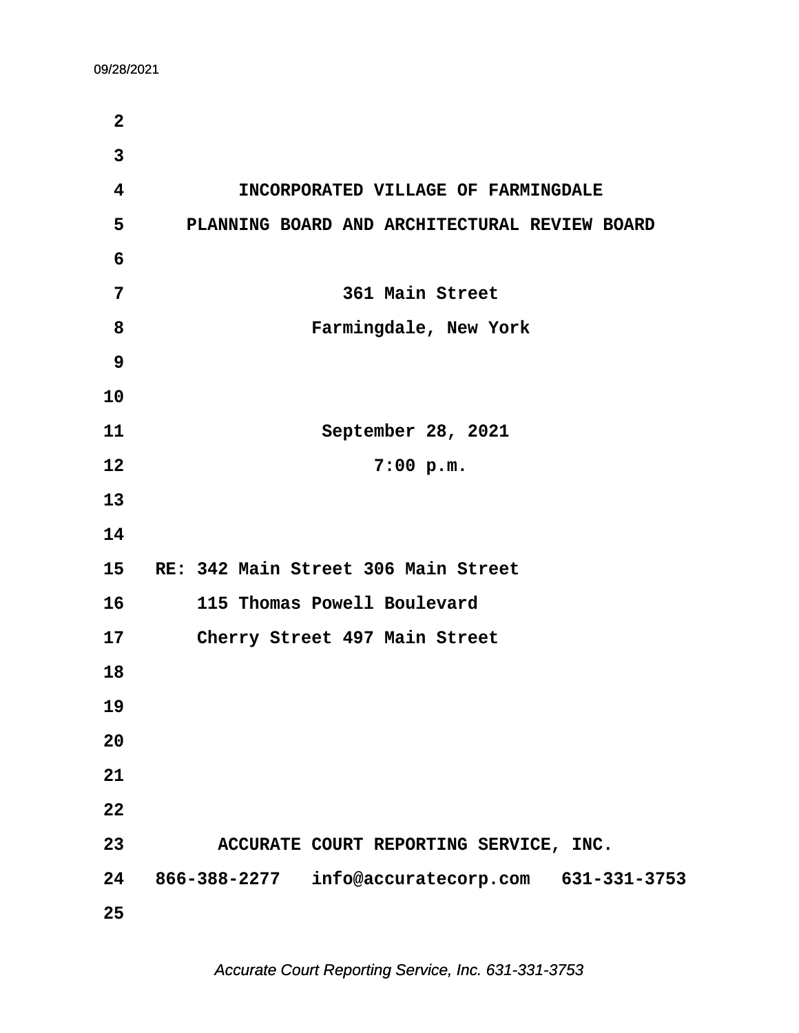INCORPORATED VILLAGE OF FARMINGDALE

PLANNING BOARD AND ARCHITECTURAL REVIEW BOARD

361 Main Street

Farmingdale, New York

September 28, 2021

7:00 p.m.

RE: 342 Main Street 306 Main Street
115 Thomas Powell Boulevard
Cherry Street 497 Main Street

ACCURATE COURT REPORTING SERVICE, INC.

866-388-2277 info@accuratecorp.com 631-331-3753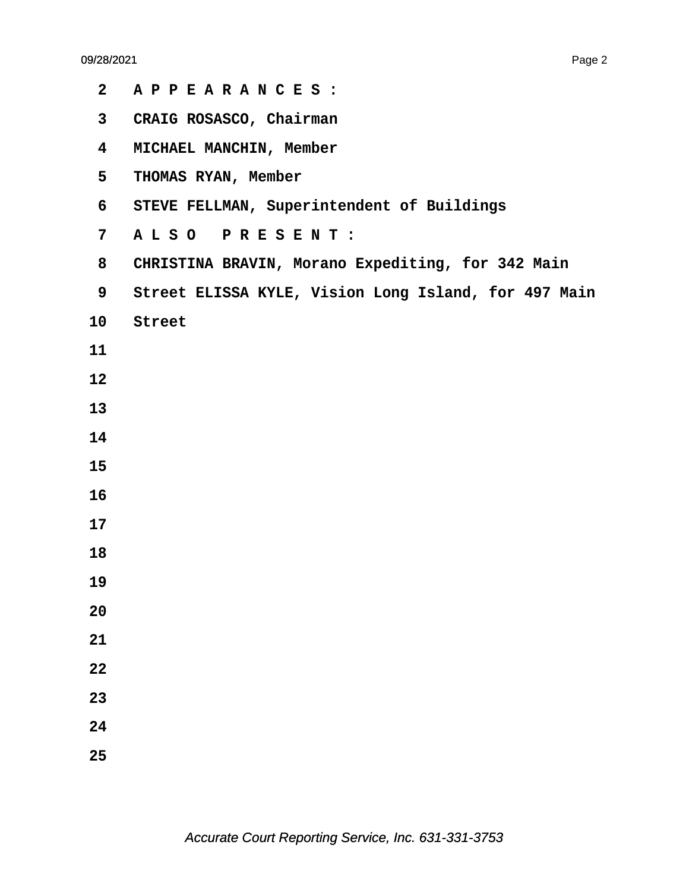**A P P E A R A N C E S :**

**CRAIG ROSASCO, Chairman**

**MICHAEL MANCHIN, Member**

**THOMAS RYAN, Member**

**STEVE FELLMAN, Superintendent of Buildings**

**A L S O   P R E S E N T :**

**CHRISTINA BRAVIN, Morano Expediting, for 342 Main Street ELISSA KYLE, Vision Long Island, for 497 Main Street**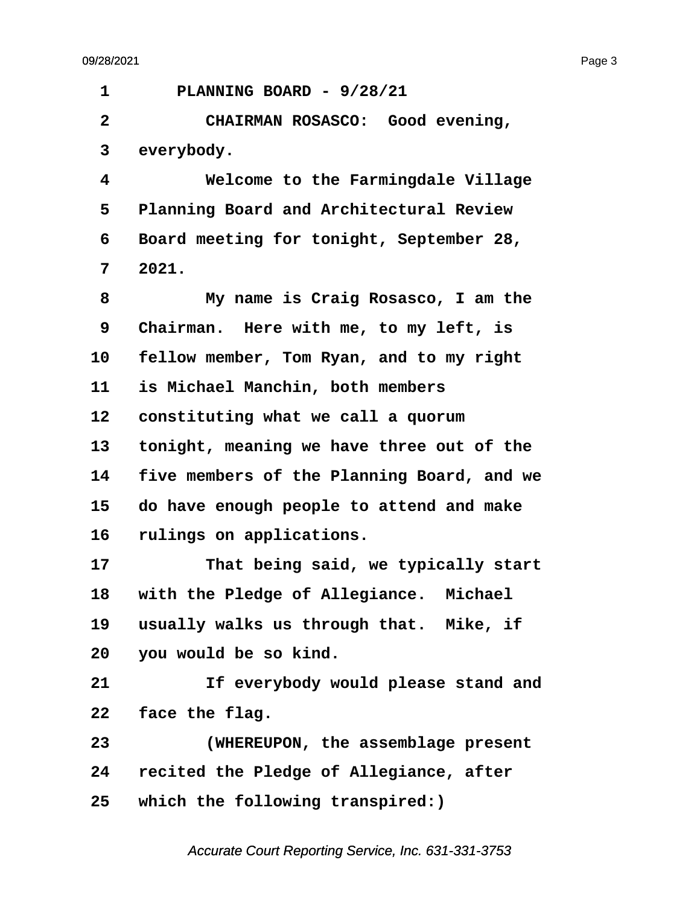PLANNING BOARD - 9/28/21

CHAIRMAN ROSASCO: Good evening, everybody.

Welcome to the Farmingdale Village Planning Board and Architectural Review Board meeting for tonight, September 28, 2021.

My name is Craig Rosasco, I am the Chairman. Here with me, to my left, is fellow member, Tom Ryan, and to my right is Michael Manchin, both members constituting what we call a quorum tonight, meaning we have three out of the five members of the Planning Board, and we do have enough people to attend and make rulings on applications.

That being said, we typically start with the Pledge of Allegiance. Michael usually walks us through that. Mike, if you would be so kind.

If everybody would please stand and face the flag.

(WHEREUPON, the assemblage present recited the Pledge of Allegiance, after which the following transpired:)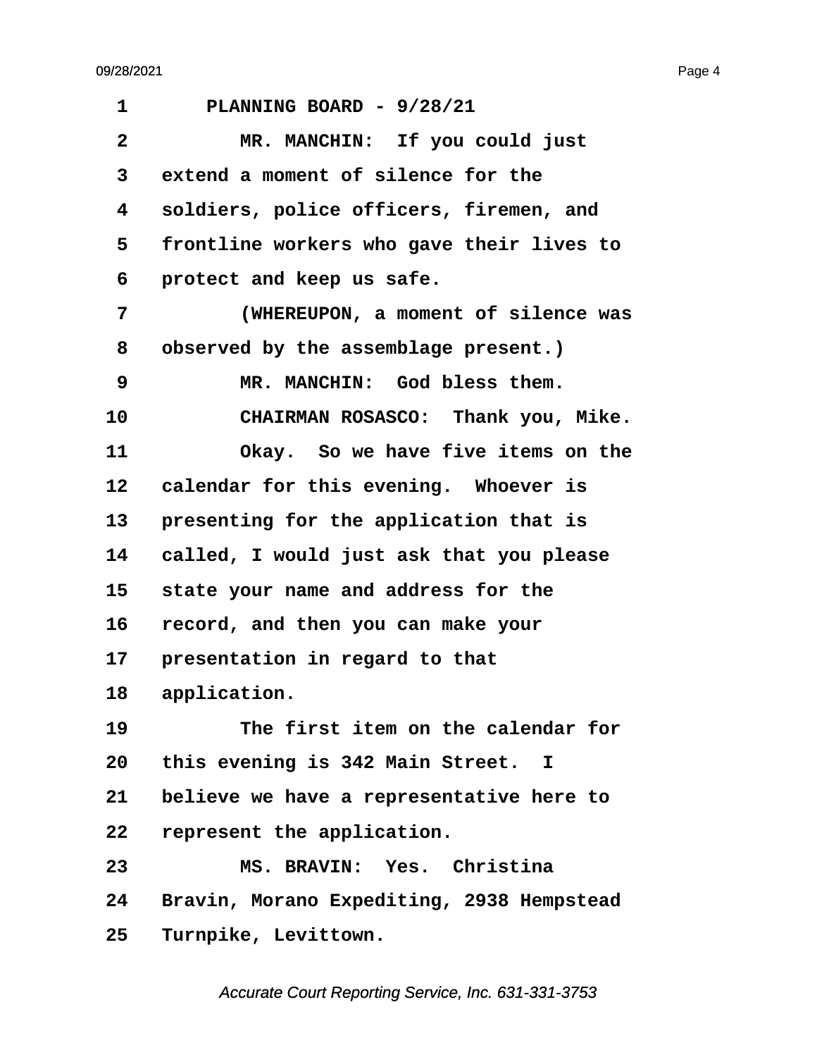1 PLANNING BOARD - 9/28/21

2 MR. MANCHIN: If you could just

3 extend a moment of silence for the

4 soldiers, police officers, firemen, and

5 frontline workers who gave their lives to

6 protect and keep us safe.

7 (WHEREUPON, a moment of silence was

8 observed by the assemblage present.)

9 MR. MANCHIN: God bless them.

10 CHAIRMAN ROSASCO: Thank you, Mike.

11 Okay. So we have five items on the

12 calendar for this evening. Whoever is

13 presenting for the application that is

14 called, I would just ask that you please

15 state your name and address for the

16 record, and then you can make your

17 presentation in regard to that

18 application.

19 The first item on the calendar for

20 this evening is 342 Main Street. I

21 believe we have a representative here to

22 represent the application.

23 MS. BRAVIN: Yes. Christina

24 Bravin, Morano Expediting, 2938 Hempstead

25 Turnpike, Levittown.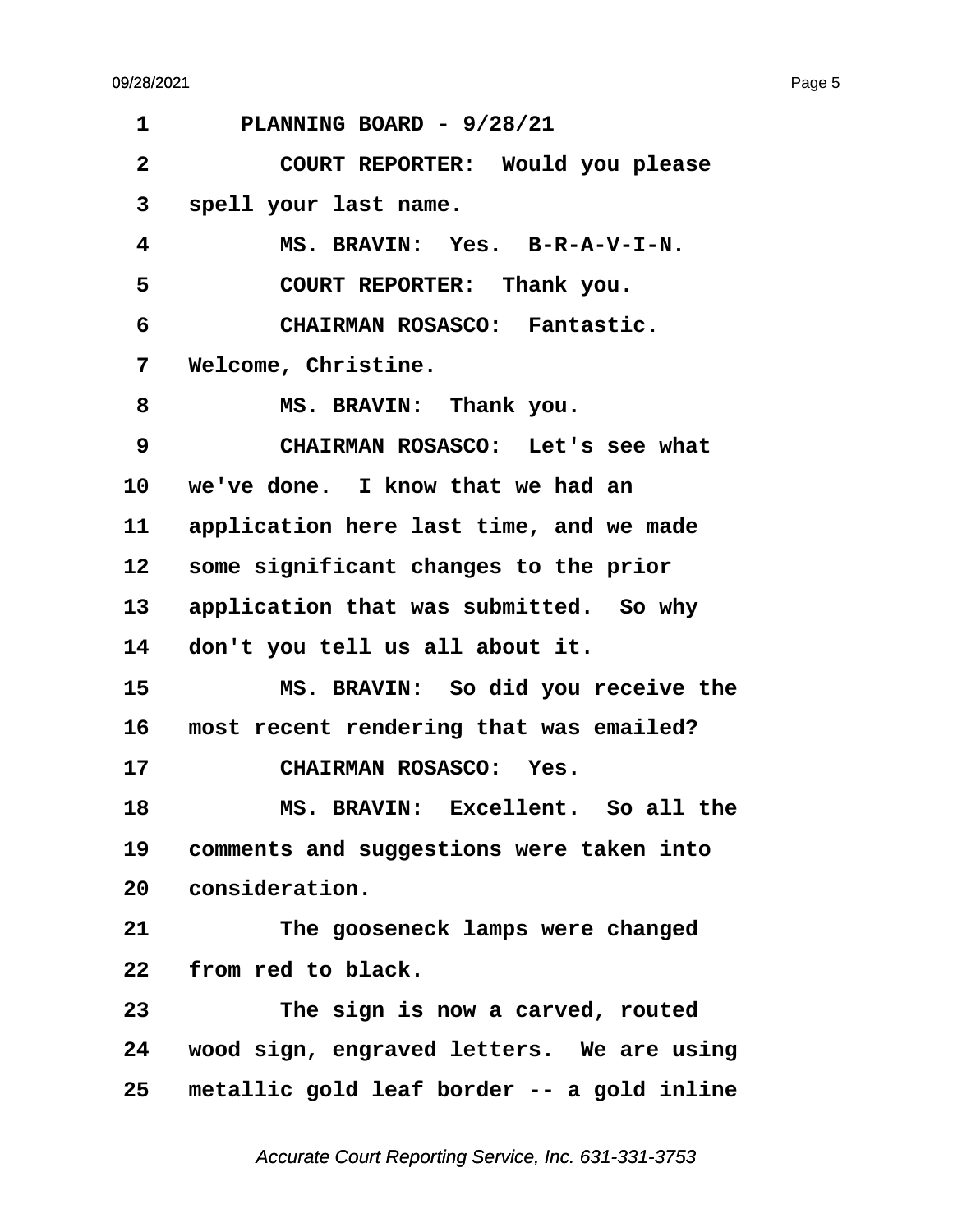PLANNING BOARD - 9/28/21

COURT REPORTER: Would you please spell your last name.

MS. BRAVIN: Yes. B-R-A-V-I-N.

COURT REPORTER: Thank you.

CHAIRMAN ROSASCO: Fantastic. Welcome, Christine.

MS. BRAVIN: Thank you.

CHAIRMAN ROSASCO: Let's see what we've done. I know that we had an application here last time, and we made some significant changes to the prior application that was submitted. So why don't you tell us all about it.

MS. BRAVIN: So did you receive the most recent rendering that was emailed?

CHAIRMAN ROSASCO: Yes.

MS. BRAVIN: Excellent. So all the comments and suggestions were taken into consideration.

The gooseneck lamps were changed from red to black.

The sign is now a carved, routed wood sign, engraved letters. We are using metallic gold leaf border -- a gold inline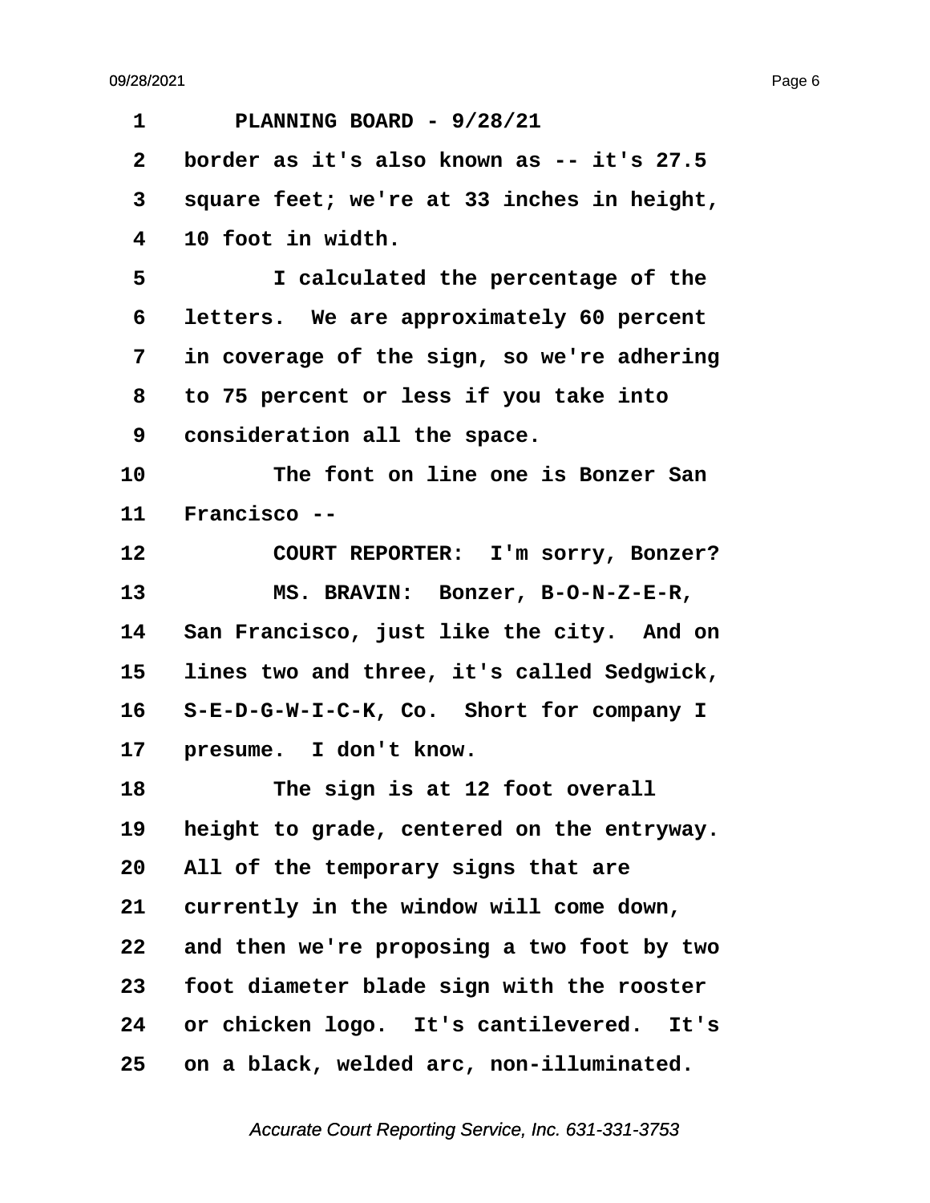PLANNING BOARD - 9/28/21

border as it's also known as -- it's 27.5 square feet; we're at 33 inches in height, 10 foot in width.

I calculated the percentage of the letters. We are approximately 60 percent in coverage of the sign, so we're adhering to 75 percent or less if you take into consideration all the space.

The font on line one is Bonzer San Francisco --

COURT REPORTER: I'm sorry, Bonzer?

MS. BRAVIN: Bonzer, B-O-N-Z-E-R, San Francisco, just like the city. And on lines two and three, it's called Sedgwick, S-E-D-G-W-I-C-K, Co. Short for company I presume. I don't know.

The sign is at 12 foot overall height to grade, centered on the entryway. All of the temporary signs that are currently in the window will come down, and then we're proposing a two foot by two foot diameter blade sign with the rooster or chicken logo. It's cantilevered. It's on a black, welded arc, non-illuminated.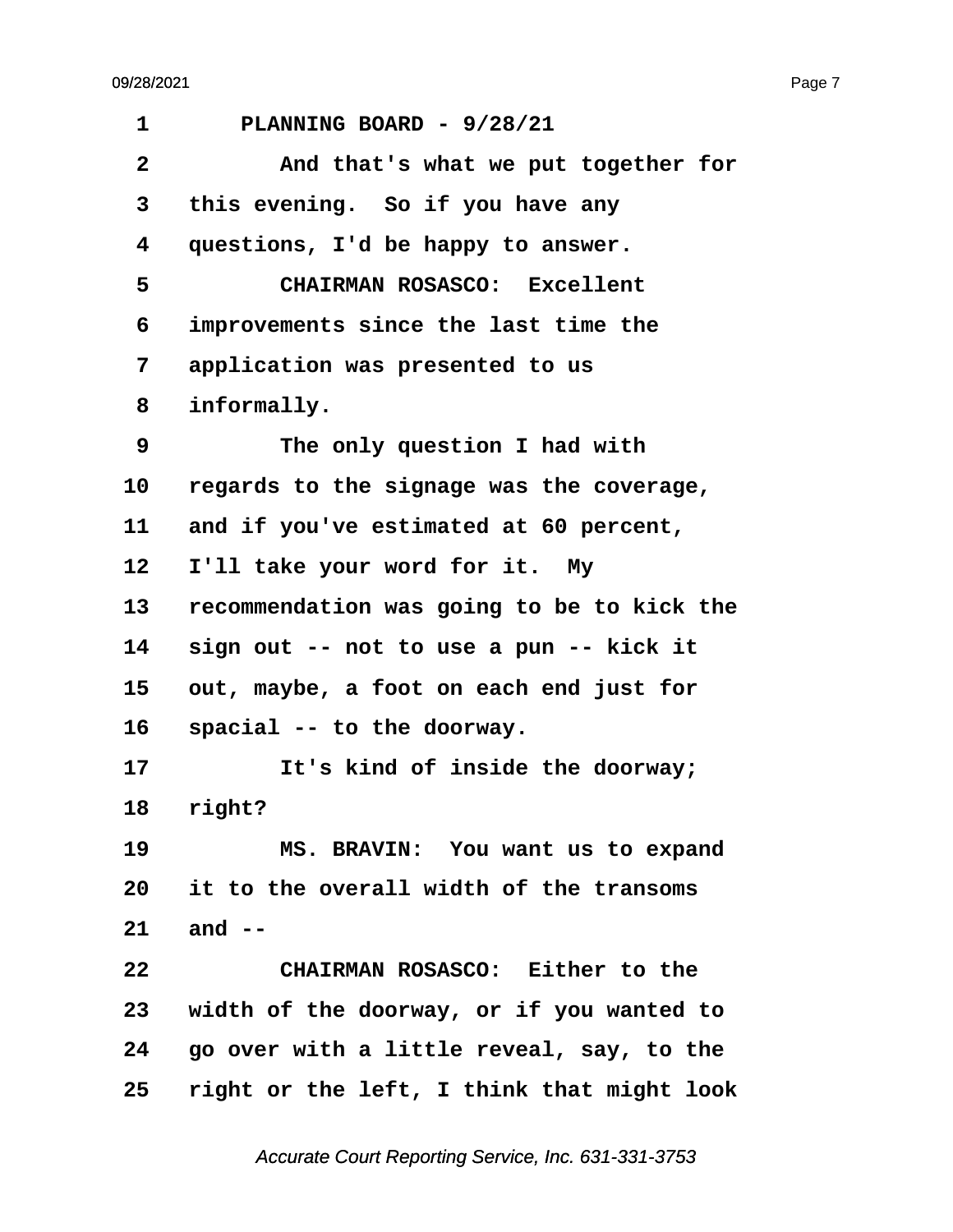PLANNING BOARD - 9/28/21

And that's what we put together for this evening. So if you have any questions, I'd be happy to answer.

CHAIRMAN ROSASCO: Excellent improvements since the last time the application was presented to us informally.

The only question I had with regards to the signage was the coverage, and if you've estimated at 60 percent, I'll take your word for it. My recommendation was going to be to kick the sign out -- not to use a pun -- kick it out, maybe, a foot on each end just for spacial -- to the doorway.

It's kind of inside the doorway; right?

MS. BRAVIN: You want us to expand it to the overall width of the transoms and --

CHAIRMAN ROSASCO: Either to the width of the doorway, or if you wanted to go over with a little reveal, say, to the right or the left, I think that might look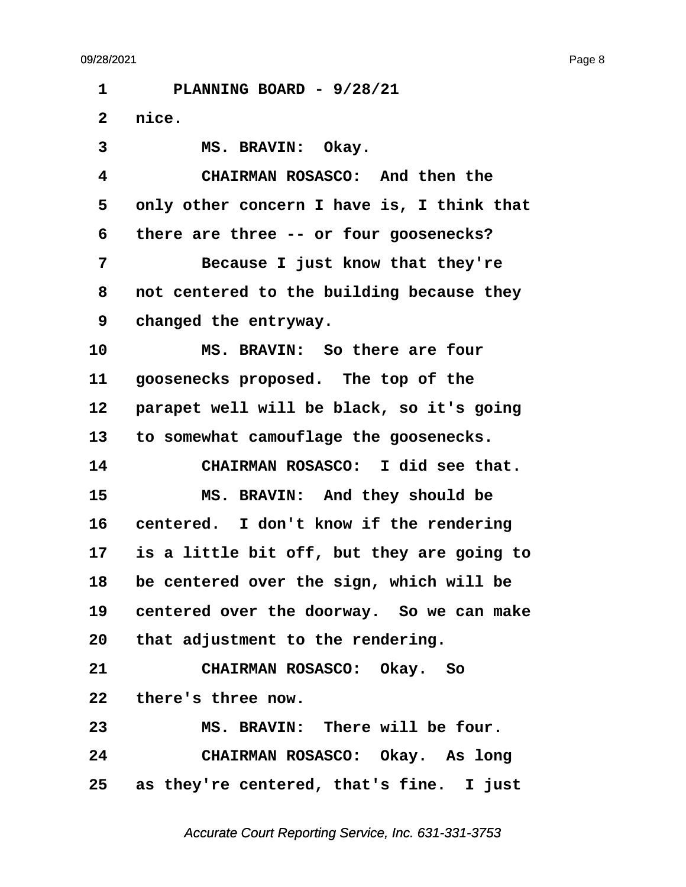PLANNING BOARD - 9/28/21

nice.

MS. BRAVIN: Okay.

CHAIRMAN ROSASCO: And then the only other concern I have is, I think that there are three -- or four goosenecks?

Because I just know that they're not centered to the building because they changed the entryway.

MS. BRAVIN: So there are four goosenecks proposed. The top of the parapet well will be black, so it's going to somewhat camouflage the goosenecks.

CHAIRMAN ROSASCO: I did see that.

MS. BRAVIN: And they should be centered. I don't know if the rendering is a little bit off, but they are going to be centered over the sign, which will be centered over the doorway. So we can make that adjustment to the rendering.

CHAIRMAN ROSASCO: Okay. So there's three now.

MS. BRAVIN: There will be four.

CHAIRMAN ROSASCO: Okay. As long as they're centered, that's fine. I just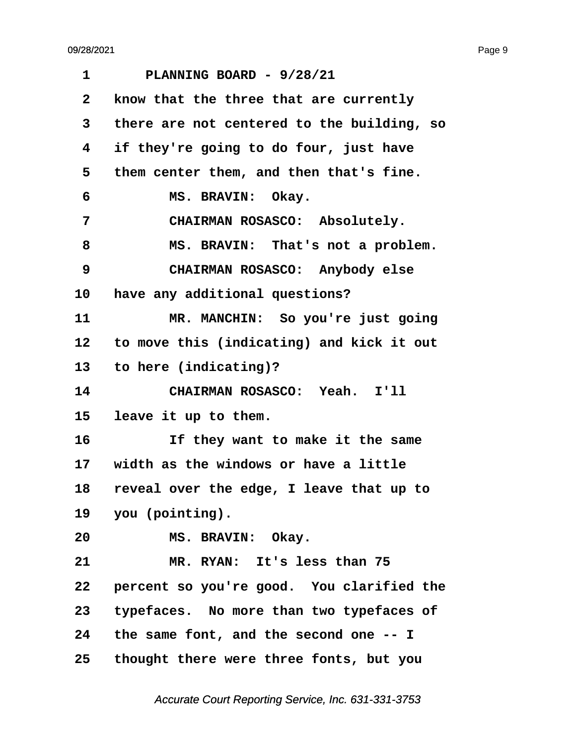1 PLANNING BOARD - 9/28/21

2 know that the three that are currently

3 there are not centered to the building, so

4 if they're going to do four, just have

5 them center them, and then that's fine.

6 MS. BRAVIN: Okay.

7 CHAIRMAN ROSASCO: Absolutely.

8 MS. BRAVIN: That's not a problem.

9 CHAIRMAN ROSASCO: Anybody else

10 have any additional questions?

11 MR. MANCHIN: So you're just going

12 to move this (indicating) and kick it out

13 to here (indicating)?

14 CHAIRMAN ROSASCO: Yeah. I'll

15 leave it up to them.

16 If they want to make it the same

17 width as the windows or have a little

18 reveal over the edge, I leave that up to

19 you (pointing).

20 MS. BRAVIN: Okay.

21 MR. RYAN: It's less than 75

22 percent so you're good. You clarified the

23 typefaces. No more than two typefaces of

24 the same font, and the second one -- I

25 thought there were three fonts, but you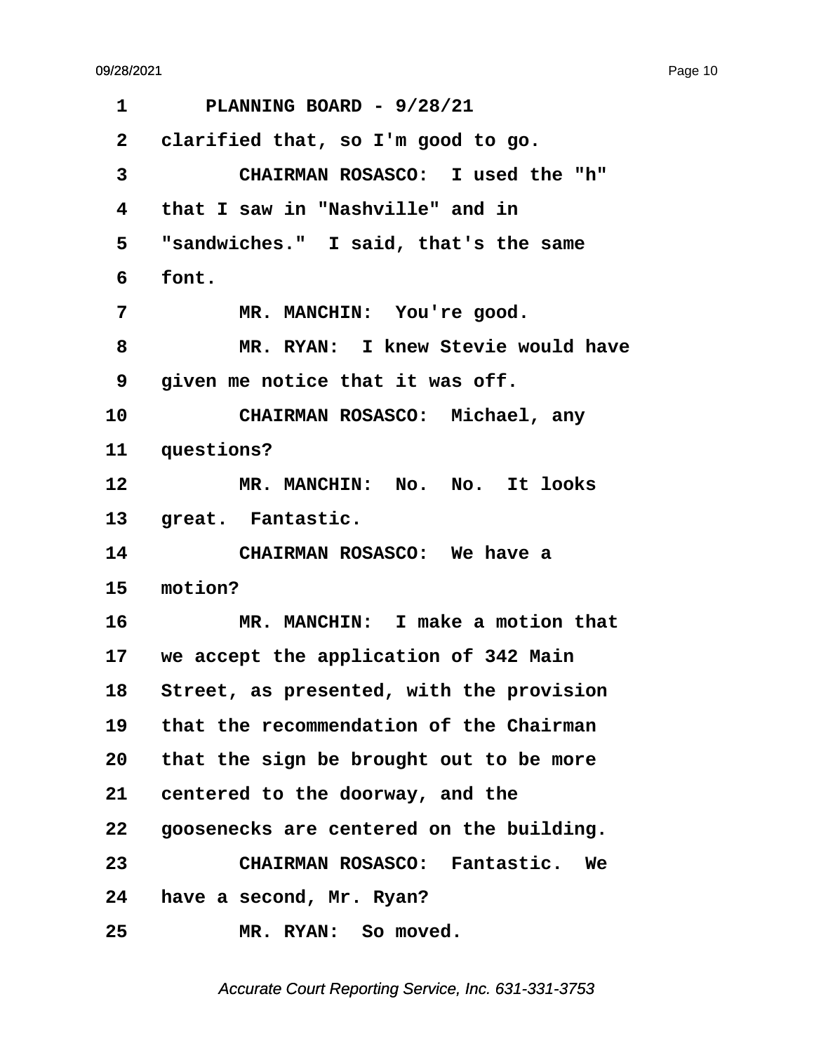PLANNING BOARD - 9/28/21

clarified that, so I'm good to go.

CHAIRMAN ROSASCO: I used the "h" that I saw in "Nashville" and in "sandwiches." I said, that's the same font.

MR. MANCHIN: You're good.

MR. RYAN: I knew Stevie would have given me notice that it was off.

CHAIRMAN ROSASCO: Michael, any questions?

MR. MANCHIN: No. No. It looks great. Fantastic.

CHAIRMAN ROSASCO: We have a motion?

MR. MANCHIN: I make a motion that we accept the application of 342 Main Street, as presented, with the provision that the recommendation of the Chairman that the sign be brought out to be more centered to the doorway, and the goosenecks are centered on the building.

CHAIRMAN ROSASCO: Fantastic. We have a second, Mr. Ryan?

MR. RYAN: So moved.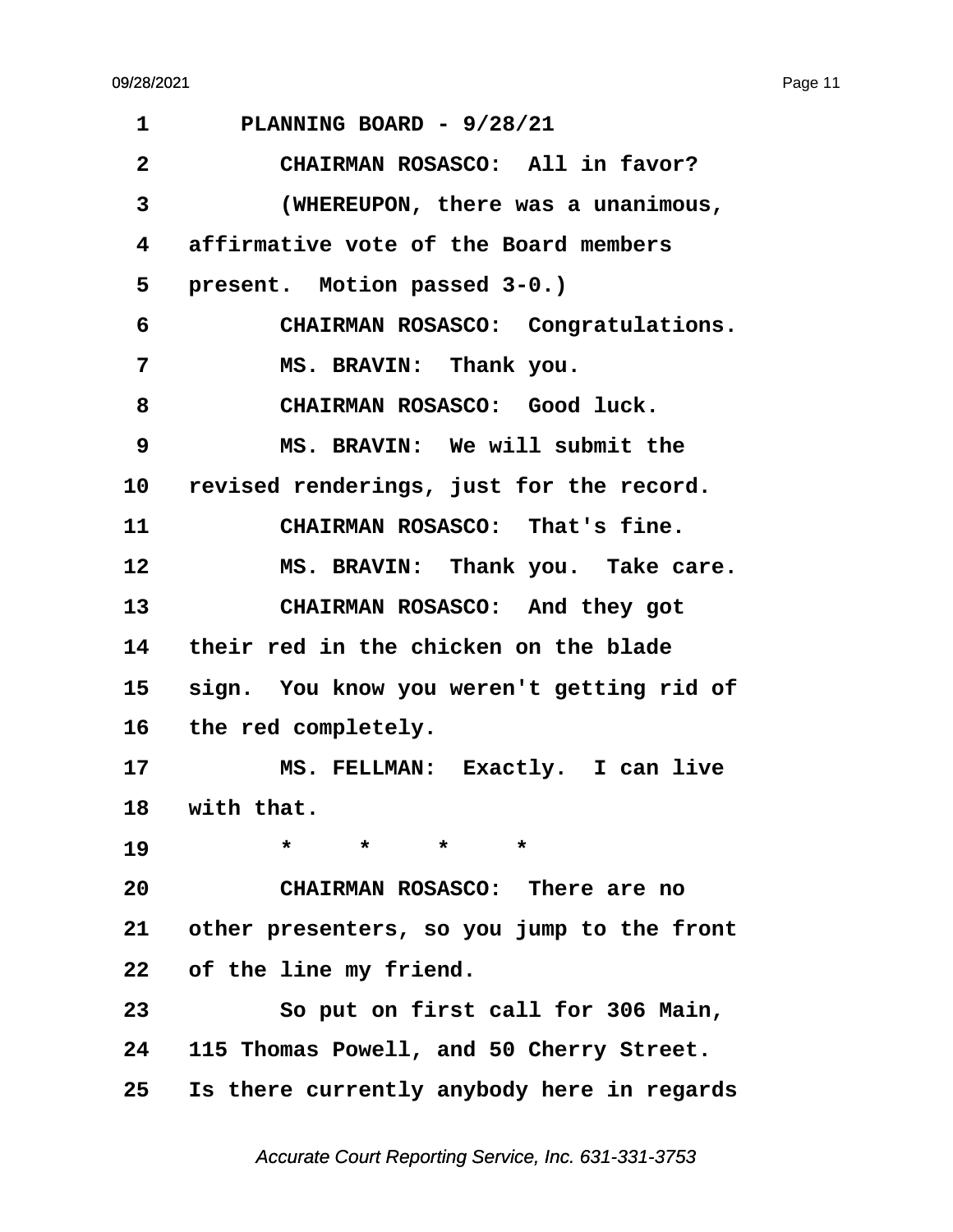1 PLANNING BOARD - 9/28/21

2 CHAIRMAN ROSASCO: All in favor?

3 (WHEREUPON, there was a unanimous,

4 affirmative vote of the Board members

5 present. Motion passed 3-0.)

6 CHAIRMAN ROSASCO: Congratulations.

7 MS. BRAVIN: Thank you.

8 CHAIRMAN ROSASCO: Good luck.

9 MS. BRAVIN: We will submit the

10 revised renderings, just for the record.

11 CHAIRMAN ROSASCO: That's fine.

12 MS. BRAVIN: Thank you. Take care.

13 CHAIRMAN ROSASCO: And they got

14 their red in the chicken on the blade

15 sign. You know you weren't getting rid of

16 the red completely.

17 MS. FELLMAN: Exactly. I can live

18 with that.

19 * * * *

20 CHAIRMAN ROSASCO: There are no

21 other presenters, so you jump to the front

22 of the line my friend.

23 So put on first call for 306 Main,

24 115 Thomas Powell, and 50 Cherry Street.

25 Is there currently anybody here in regards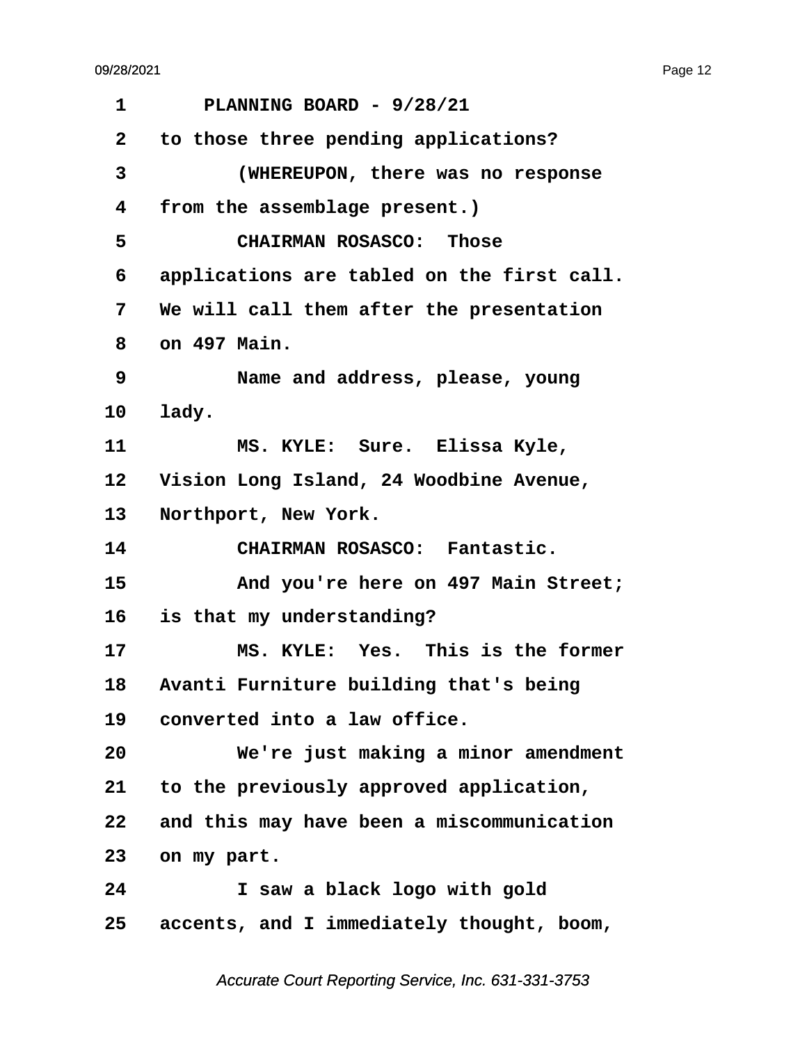PLANNING BOARD - 9/28/21

to those three pending applications?

(WHEREUPON, there was no response from the assemblage present.)

CHAIRMAN ROSASCO: Those applications are tabled on the first call. We will call them after the presentation on 497 Main.

Name and address, please, young lady.

MS. KYLE: Sure. Elissa Kyle, Vision Long Island, 24 Woodbine Avenue, Northport, New York.

CHAIRMAN ROSASCO: Fantastic.

And you're here on 497 Main Street; is that my understanding?

MS. KYLE: Yes. This is the former Avanti Furniture building that's being converted into a law office.

We're just making a minor amendment to the previously approved application, and this may have been a miscommunication on my part.

I saw a black logo with gold accents, and I immediately thought, boom,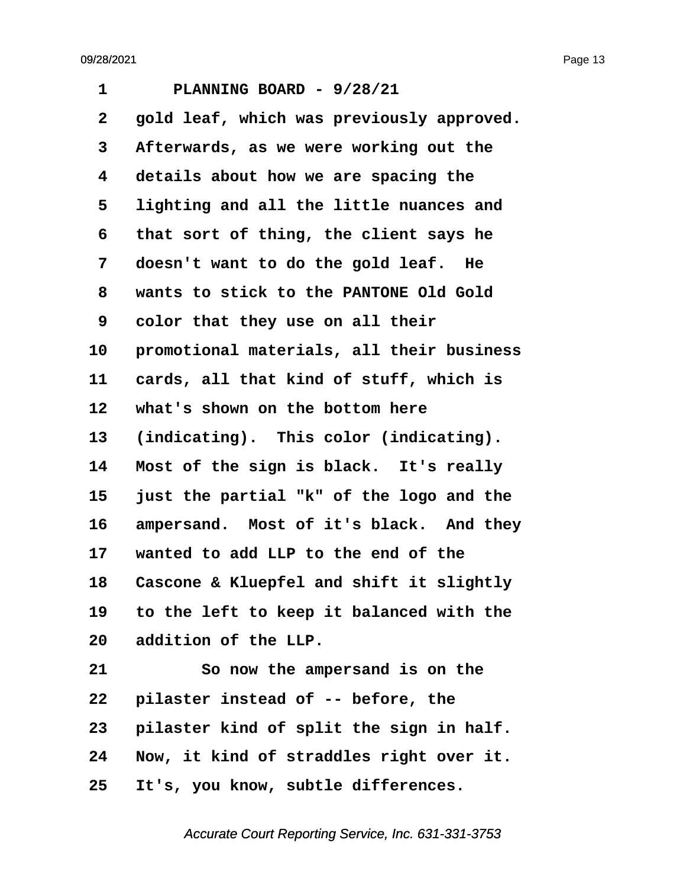PLANNING BOARD - 9/28/21

gold leaf, which was previously approved. Afterwards, as we were working out the details about how we are spacing the lighting and all the little nuances and that sort of thing, the client says he doesn't want to do the gold leaf. He wants to stick to the PANTONE Old Gold color that they use on all their promotional materials, all their business cards, all that kind of stuff, which is what's shown on the bottom here (indicating). This color (indicating). Most of the sign is black. It's really just the partial "k" of the logo and the ampersand. Most of it's black. And they wanted to add LLP to the end of the Cascone & Kluepfel and shift it slightly to the left to keep it balanced with the addition of the LLP.

So now the ampersand is on the pilaster instead of -- before, the pilaster kind of split the sign in half. Now, it kind of straddles right over it. It's, you know, subtle differences.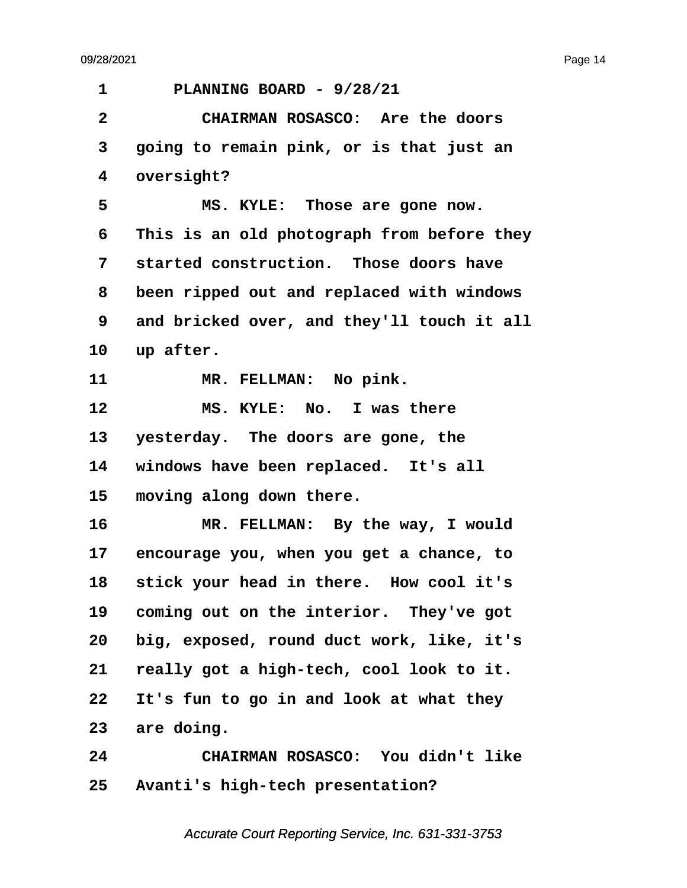1 PLANNING BOARD - 9/28/21

2 CHAIRMAN ROSASCO: Are the doors

3 going to remain pink, or is that just an

4 oversight?

5 MS. KYLE: Those are gone now.

6 This is an old photograph from before they

7 started construction. Those doors have

8 been ripped out and replaced with windows

9 and bricked over, and they'll touch it all

10 up after.

11 MR. FELLMAN: No pink.

12 MS. KYLE: No. I was there

13 yesterday. The doors are gone, the

14 windows have been replaced. It's all

15 moving along down there.

16 MR. FELLMAN: By the way, I would

17 encourage you, when you get a chance, to

18 stick your head in there. How cool it's

19 coming out on the interior. They've got

20 big, exposed, round duct work, like, it's

21 really got a high-tech, cool look to it.

22 It's fun to go in and look at what they

23 are doing.

24 CHAIRMAN ROSASCO: You didn't like

25 Avanti's high-tech presentation?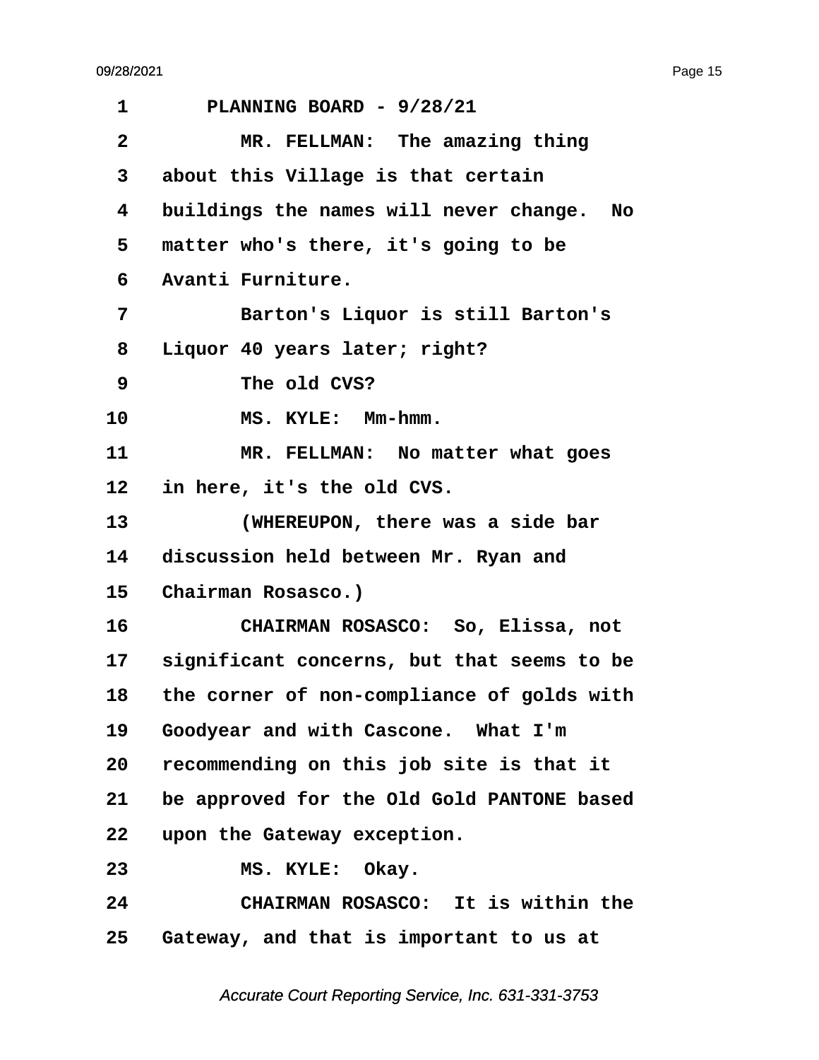PLANNING BOARD - 9/28/21

MR. FELLMAN: The amazing thing about this Village is that certain buildings the names will never change. No matter who's there, it's going to be Avanti Furniture.

Barton's Liquor is still Barton's Liquor 40 years later; right?

The old CVS?

MS. KYLE: Mm-hmm.

MR. FELLMAN: No matter what goes in here, it's the old CVS.

(WHEREUPON, there was a side bar discussion held between Mr. Ryan and Chairman Rosasco.)

CHAIRMAN ROSASCO: So, Elissa, not significant concerns, but that seems to be the corner of non-compliance of golds with Goodyear and with Cascone. What I'm recommending on this job site is that it be approved for the Old Gold PANTONE based upon the Gateway exception.

MS. KYLE: Okay.

CHAIRMAN ROSASCO: It is within the Gateway, and that is important to us at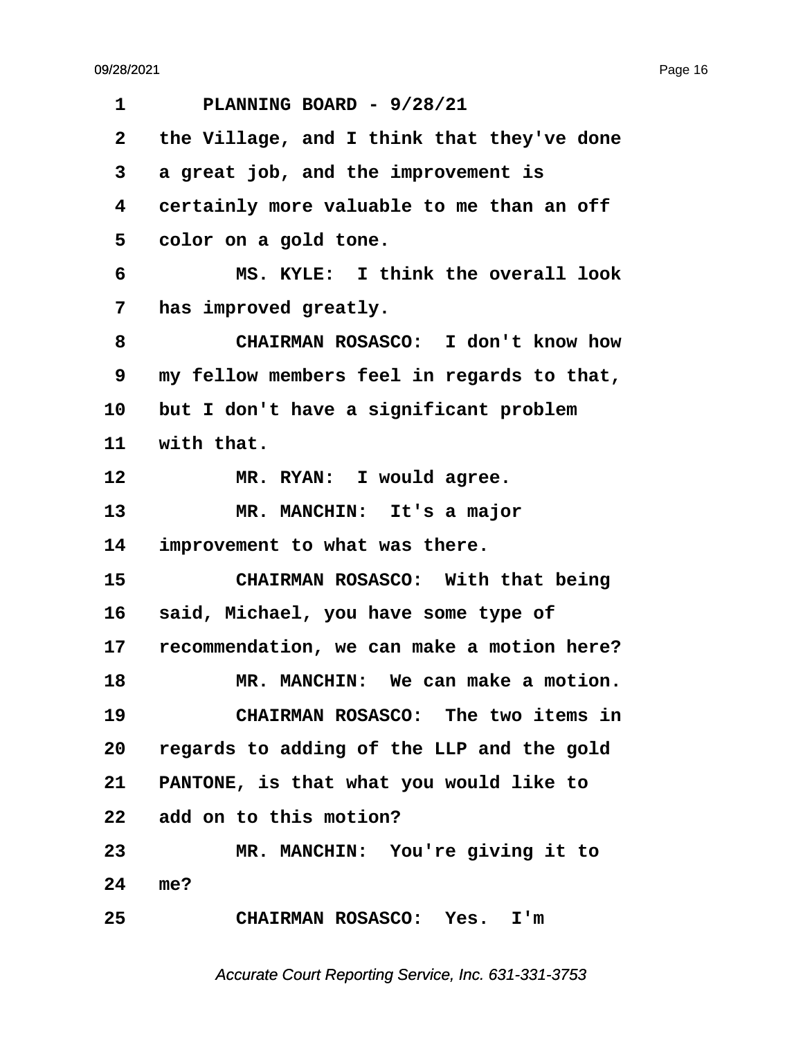PLANNING BOARD - 9/28/21

the Village, and I think that they've done a great job, and the improvement is certainly more valuable to me than an off color on a gold tone.

MS. KYLE: I think the overall look has improved greatly.

CHAIRMAN ROSASCO: I don't know how my fellow members feel in regards to that, but I don't have a significant problem with that.

MR. RYAN: I would agree.

MR. MANCHIN: It's a major improvement to what was there.

CHAIRMAN ROSASCO: With that being said, Michael, you have some type of recommendation, we can make a motion here?

MR. MANCHIN: We can make a motion.

CHAIRMAN ROSASCO: The two items in regards to adding of the LLP and the gold PANTONE, is that what you would like to add on to this motion?

MR. MANCHIN: You're giving it to me?

CHAIRMAN ROSASCO: Yes. I'm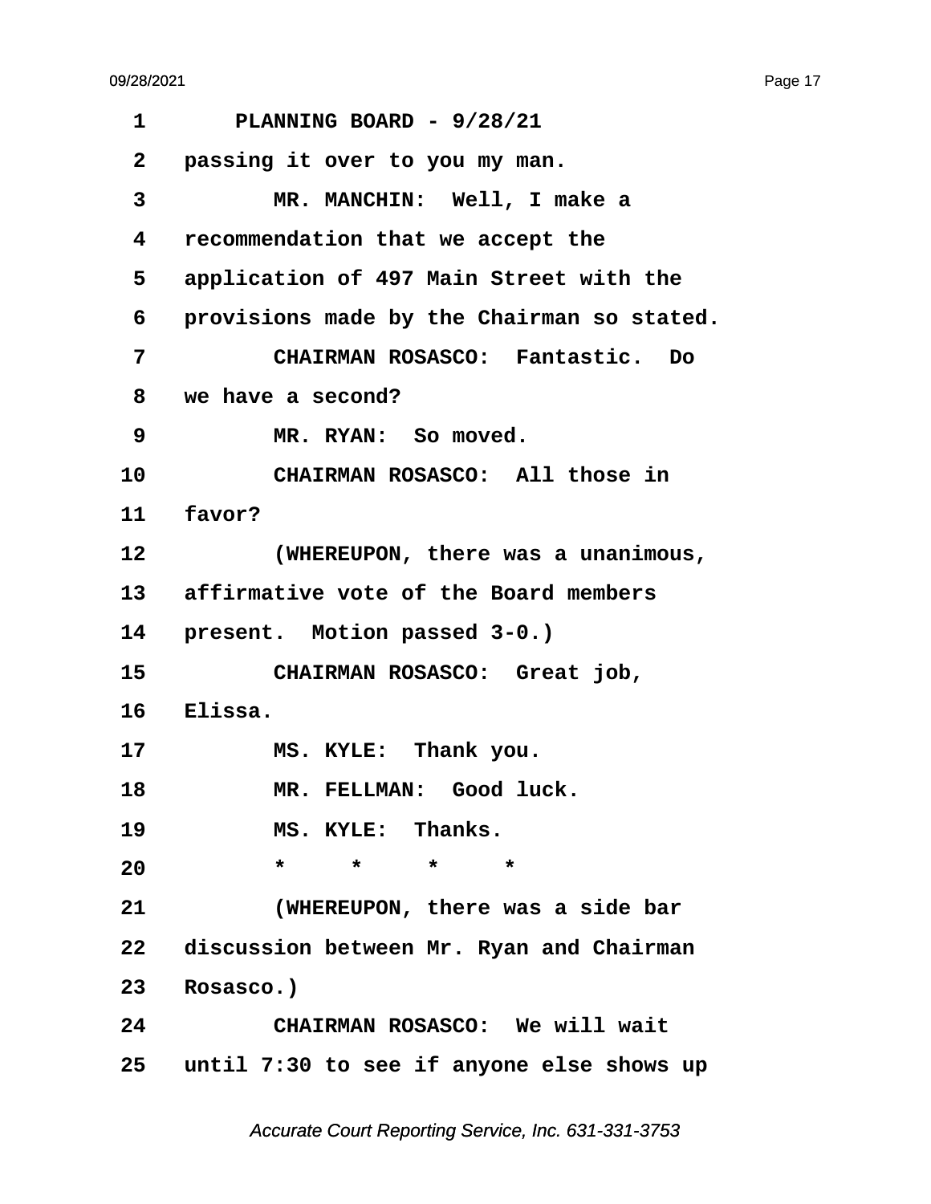PLANNING BOARD - 9/28/21

passing it over to you my man.

MR. MANCHIN: Well, I make a recommendation that we accept the application of 497 Main Street with the provisions made by the Chairman so stated.

CHAIRMAN ROSASCO: Fantastic. Do we have a second?

MR. RYAN: So moved.

CHAIRMAN ROSASCO: All those in favor?

(WHEREUPON, there was a unanimous, affirmative vote of the Board members present. Motion passed 3-0.)

CHAIRMAN ROSASCO: Great job, Elissa.

MS. KYLE: Thank you.

MR. FELLMAN: Good luck.

MS. KYLE: Thanks.

\* \* \* \*

(WHEREUPON, there was a side bar discussion between Mr. Ryan and Chairman Rosasco.)

CHAIRMAN ROSASCO: We will wait until 7:30 to see if anyone else shows up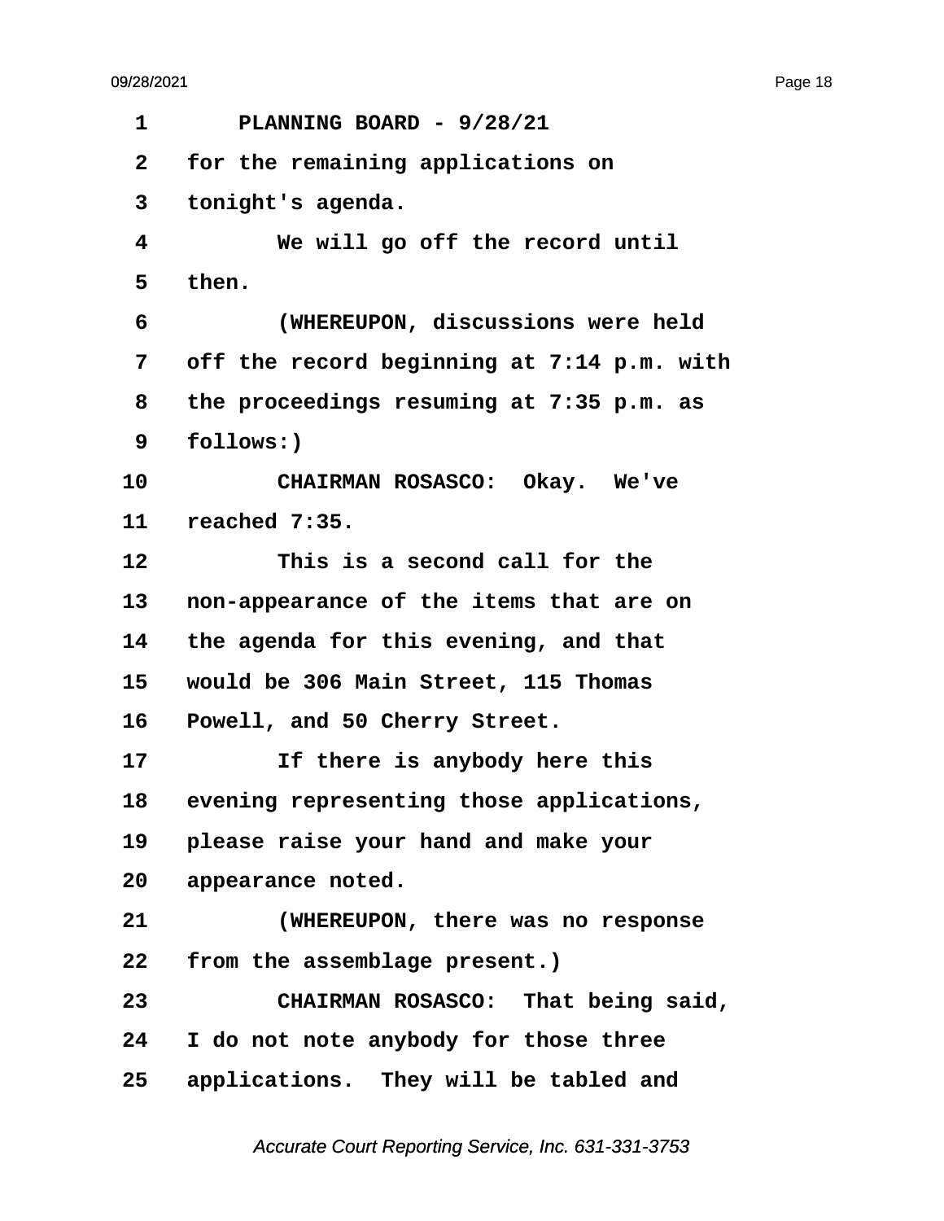1 PLANNING BOARD - 9/28/21

2 for the remaining applications on

3 tonight's agenda.

4 We will go off the record until

5 then.

6 (WHEREUPON, discussions were held

7 off the record beginning at 7:14 p.m. with

8 the proceedings resuming at 7:35 p.m. as

9 follows:)

10 CHAIRMAN ROSASCO: Okay. We've

11 reached 7:35.

12 This is a second call for the

13 non-appearance of the items that are on

14 the agenda for this evening, and that

15 would be 306 Main Street, 115 Thomas

16 Powell, and 50 Cherry Street.

17 If there is anybody here this

18 evening representing those applications,

19 please raise your hand and make your

20 appearance noted.

21 (WHEREUPON, there was no response

22 from the assemblage present.)

23 CHAIRMAN ROSASCO: That being said,

24 I do not note anybody for those three

25 applications. They will be tabled and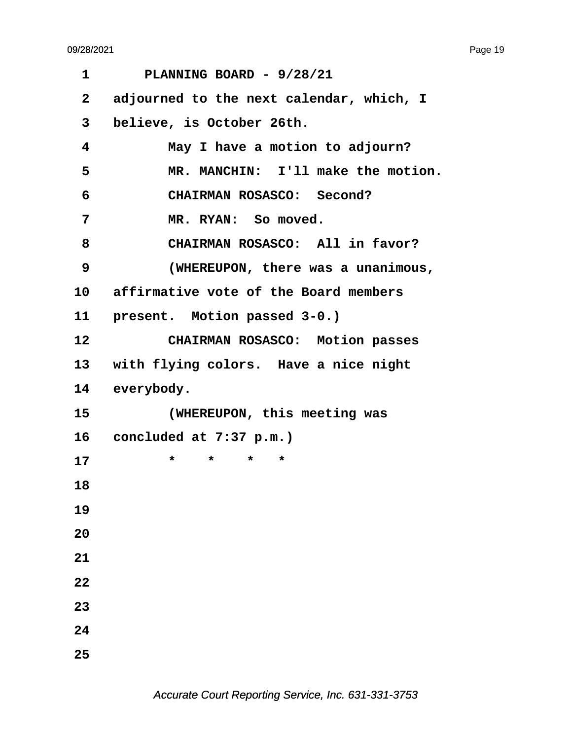PLANNING BOARD - 9/28/21

adjourned to the next calendar, which, I believe, is October 26th.

May I have a motion to adjourn?

MR. MANCHIN: I'll make the motion.

CHAIRMAN ROSASCO: Second?

MR. RYAN: So moved.

CHAIRMAN ROSASCO: All in favor?

(WHEREUPON, there was a unanimous, affirmative vote of the Board members present. Motion passed 3-0.)

CHAIRMAN ROSASCO: Motion passes with flying colors. Have a nice night everybody.

(WHEREUPON, this meeting was concluded at 7:37 p.m.)

\* \* \* \*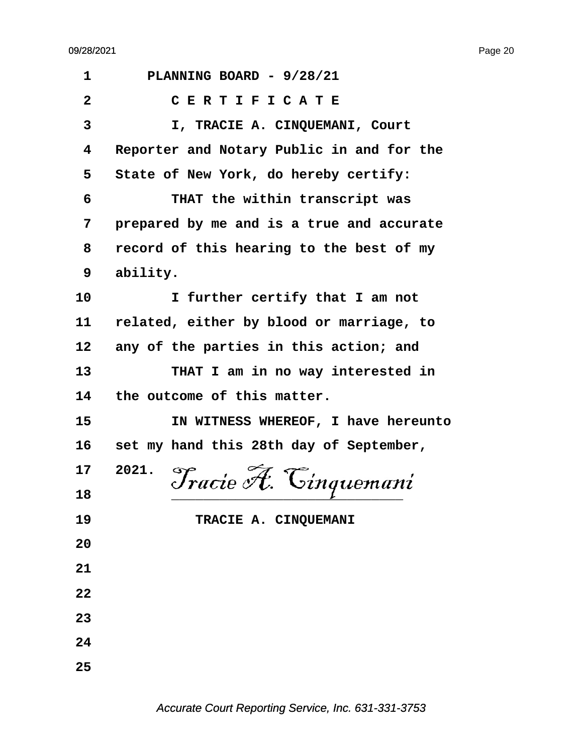PLANNING BOARD - 9/28/21

## C E R T I F I C A T E

I, TRACIE A. CINQUEMANI, Court Reporter and Notary Public in and for the State of New York, do hereby certify:

THAT the within transcript was prepared by me and is a true and accurate record of this hearing to the best of my ability.

I further certify that I am not related, either by blood or marriage, to any of the parties in this action; and

THAT I am in no way interested in the outcome of this matter.

IN WITNESS WHEREOF, I have hereunto set my hand this 28th day of September, 2021.

*Tracie A. Cinquemani*

\_\_\_\_\_\_\_\_\_\_\_\_\_\_\_\_\_\_\_\_\_\_\_\_\_\_\_\_

TRACIE A. CINQUEMANI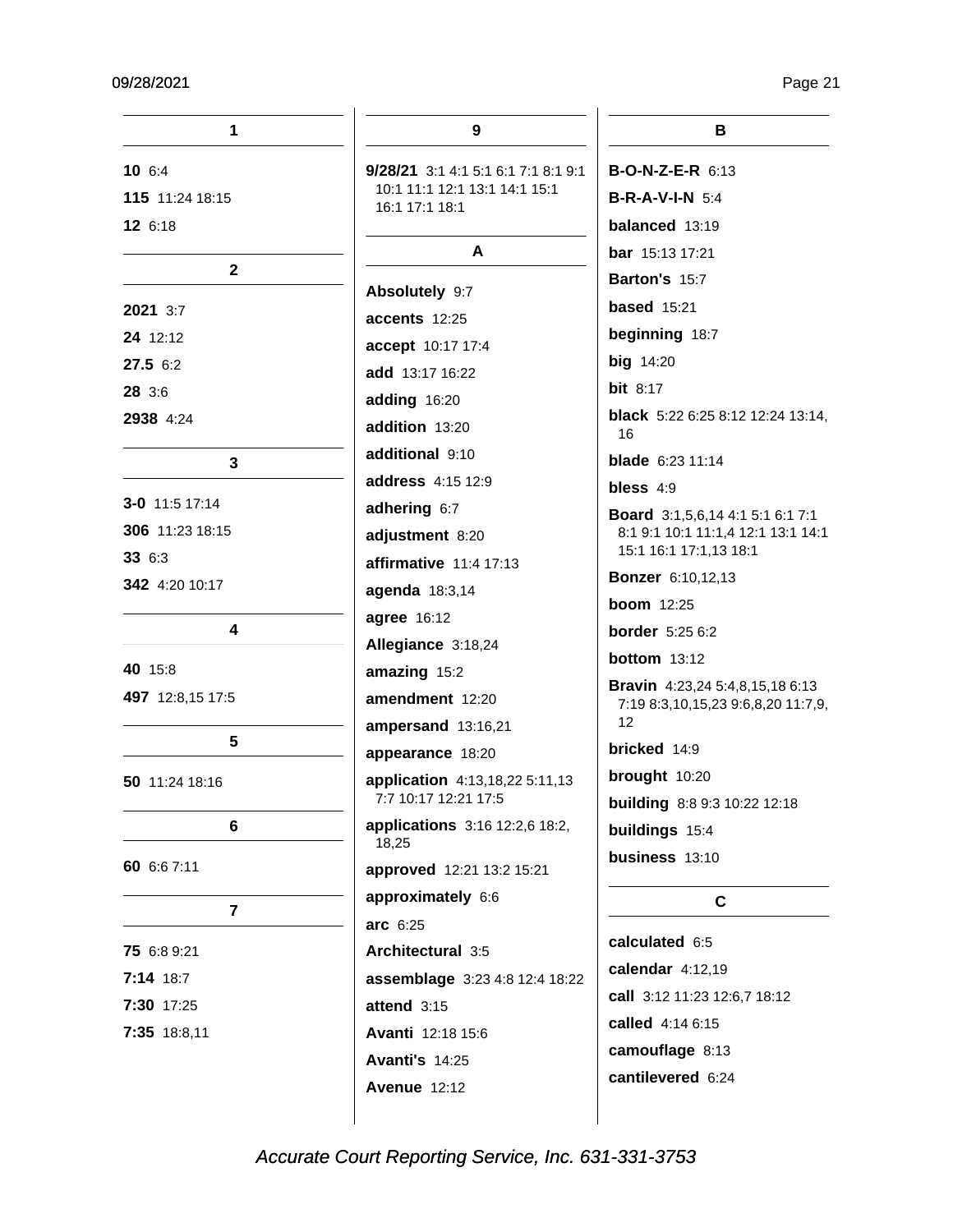## 1

**10** 6:4

**115** 11:24 18:15

**12** 6:18

## 2

**2021** 3:7

**24** 12:12

**27.5** 6:2

**28** 3:6

**2938** 4:24

## 3

**3-0** 11:5 17:14

**306** 11:23 18:15

**33** 6:3

**342** 4:20 10:17

## 4

**40** 15:8

**497** 12:8,15 17:5

## 5

**50** 11:24 18:16

## 6

**60** 6:6 7:11

## 7

**75** 6:8 9:21

**7:14** 18:7

**7:30** 17:25

**7:35** 18:8,11

## 9

**9/28/21** 3:1 4:1 5:1 6:1 7:1 8:1 9:1 10:1 11:1 12:1 13:1 14:1 15:1 16:1 17:1 18:1

## A

**Absolutely** 9:7

**accents** 12:25

**accept** 10:17 17:4

**add** 13:17 16:22

**adding** 16:20

**addition** 13:20

**additional** 9:10

**address** 4:15 12:9

**adhering** 6:7

**adjustment** 8:20

**affirmative** 11:4 17:13

**agenda** 18:3,14

**agree** 16:12

**Allegiance** 3:18,24

**amazing** 15:2

**amendment** 12:20

**ampersand** 13:16,21

**appearance** 18:20

**application** 4:13,18,22 5:11,13 7:7 10:17 12:21 17:5

**applications** 3:16 12:2,6 18:2,18,25

**approved** 12:21 13:2 15:21

**approximately** 6:6

**arc** 6:25

**Architectural** 3:5

**assemblage** 3:23 4:8 12:4 18:22

**attend** 3:15

**Avanti** 12:18 15:6

**Avanti's** 14:25

**Avenue** 12:12

## B

**B-O-N-Z-E-R** 6:13

**B-R-A-V-I-N** 5:4

**balanced** 13:19

**bar** 15:13 17:21

**Barton's** 15:7

**based** 15:21

**beginning** 18:7

**big** 14:20

**bit** 8:17

**black** 5:22 6:25 8:12 12:24 13:14,16

**blade** 6:23 11:14

**bless** 4:9

**Board** 3:1,5,6,14 4:1 5:1 6:1 7:1 8:1 9:1 10:1 11:1,4 12:1 13:1 14:1 15:1 16:1 17:1,13 18:1

**Bonzer** 6:10,12,13

**boom** 12:25

**border** 5:25 6:2

**bottom** 13:12

**Bravin** 4:23,24 5:4,8,15,18 6:13 7:19 8:3,10,15,23 9:6,8,20 11:7,9,12

**bricked** 14:9

**brought** 10:20

**building** 8:8 9:3 10:22 12:18

**buildings** 15:4

**business** 13:10

## C

**calculated** 6:5

**calendar** 4:12,19

**call** 3:12 11:23 12:6,7 18:12

**called** 4:14 6:15

**camouflage** 8:13

**cantilevered** 6:24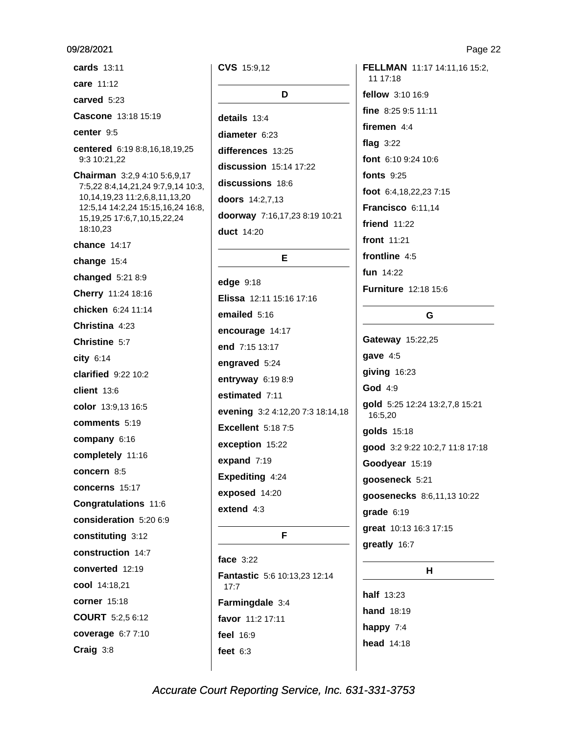**cards** 13:11

**care** 11:12

**carved** 5:23

**Cascone** 13:18 15:19

**center** 9:5

**centered** 6:19 8:8,16,18,19,25 9:3 10:21,22

**Chairman** 3:2,9 4:10 5:6,9,17 7:5,22 8:4,14,21,24 9:7,9,14 10:3, 10,14,19,23 11:2,6,8,11,13,20 12:5,14 14:2,24 15:15,16,24 16:8, 15,19,25 17:6,7,10,15,22,24 18:10,23

**chance** 14:17

**change** 15:4

**changed** 5:21 8:9

**Cherry** 11:24 18:16

**chicken** 6:24 11:14

**Christina** 4:23

**Christine** 5:7

**city** 6:14

**clarified** 9:22 10:2

**client** 13:6

**color** 13:9,13 16:5

**comments** 5:19

**company** 6:16

**completely** 11:16

**concern** 8:5

**concerns** 15:17

**Congratulations** 11:6

**consideration** 5:20 6:9

**constituting** 3:12

**construction** 14:7

**converted** 12:19

**cool** 14:18,21

**corner** 15:18

**COURT** 5:2,5 6:12

**coverage** 6:7 7:10

**Craig** 3:8

**CVS** 15:9,12

## D

**details** 13:4

**diameter** 6:23

**differences** 13:25

**discussion** 15:14 17:22

**discussions** 18:6

**doors** 14:2,7,13

**doorway** 7:16,17,23 8:19 10:21

**duct** 14:20

## E

**edge** 9:18

**Elissa** 12:11 15:16 17:16

**emailed** 5:16

**encourage** 14:17

**end** 7:15 13:17

**engraved** 5:24

**entryway** 6:19 8:9

**estimated** 7:11

**evening** 3:2 4:12,20 7:3 18:14,18

**Excellent** 5:18 7:5

**exception** 15:22

**expand** 7:19

**Expediting** 4:24

**exposed** 14:20

**extend** 4:3

## F

**face** 3:22

**Fantastic** 5:6 10:13,23 12:14 17:7

**Farmingdale** 3:4

**favor** 11:2 17:11

**feel** 16:9

**feet** 6:3

**FELLMAN** 11:17 14:11,16 15:2, 11 17:18

**fellow** 3:10 16:9

**fine** 8:25 9:5 11:11

**firemen** 4:4

**flag** 3:22

**font** 6:10 9:24 10:6

**fonts** 9:25

**foot** 6:4,18,22,23 7:15

**Francisco** 6:11,14

**friend** 11:22

**front** 11:21

**frontline** 4:5

**fun** 14:22

**Furniture** 12:18 15:6

## G

**Gateway** 15:22,25

**gave** 4:5

**giving** 16:23

**God** 4:9

**gold** 5:25 12:24 13:2,7,8 15:21 16:5,20

**golds** 15:18

**good** 3:2 9:22 10:2,7 11:8 17:18

**Goodyear** 15:19

**gooseneck** 5:21

**goosenecks** 8:6,11,13 10:22

**grade** 6:19

**great** 10:13 16:3 17:15

**greatly** 16:7

## H

**half** 13:23

**hand** 18:19

**happy** 7:4

**head** 14:18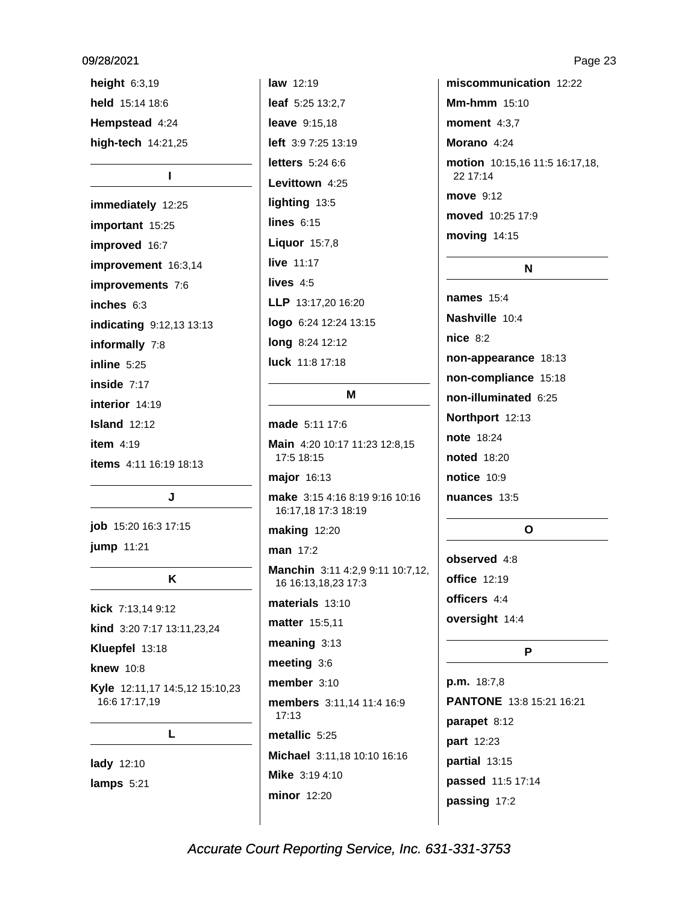**height** 6:3,19

**held** 15:14 18:6

**Hempstead** 4:24

**high-tech** 14:21,25

## I

**immediately** 12:25

**important** 15:25

**improved** 16:7

**improvement** 16:3,14

**improvements** 7:6

**inches** 6:3

**indicating** 9:12,13 13:13

**informally** 7:8

**inline** 5:25

**inside** 7:17

**interior** 14:19

**Island** 12:12

**item** 4:19

**items** 4:11 16:19 18:13

## J

**job** 15:20 16:3 17:15

**jump** 11:21

## K

**kick** 7:13,14 9:12

**kind** 3:20 7:17 13:11,23,24

**Kluepfel** 13:18

**knew** 10:8

**Kyle** 12:11,17 14:5,12 15:10,23 16:6 17:17,19

## L

**lady** 12:10

**lamps** 5:21

**law** 12:19

**leaf** 5:25 13:2,7

**leave** 9:15,18

**left** 3:9 7:25 13:19

**letters** 5:24 6:6

**Levittown** 4:25

**lighting** 13:5

**lines** 6:15

**Liquor** 15:7,8

**live** 11:17

**lives** 4:5

**LLP** 13:17,20 16:20

**logo** 6:24 12:24 13:15

**long** 8:24 12:12

**luck** 11:8 17:18

## M

**made** 5:11 17:6

**Main** 4:20 10:17 11:23 12:8,15 17:5 18:15

**major** 16:13

**make** 3:15 4:16 8:19 9:16 10:16 16:17,18 17:3 18:19

**making** 12:20

**man** 17:2

**Manchin** 3:11 4:2,9 9:11 10:7,12, 16 16:13,18,23 17:3

**materials** 13:10

**matter** 15:5,11

**meaning** 3:13

**meeting** 3:6

**member** 3:10

**members** 3:11,14 11:4 16:9 17:13

**metallic** 5:25

**Michael** 3:11,18 10:10 16:16

**Mike** 3:19 4:10

**minor** 12:20

**miscommunication** 12:22

**Mm-hmm** 15:10

**moment** 4:3,7

**Morano** 4:24

**motion** 10:15,16 11:5 16:17,18, 22 17:14

**move** 9:12

**moved** 10:25 17:9

**moving** 14:15

## N

**names** 15:4

**Nashville** 10:4

**nice** 8:2

**non-appearance** 18:13

**non-compliance** 15:18

**non-illuminated** 6:25

**Northport** 12:13

**note** 18:24

**noted** 18:20

**notice** 10:9

**nuances** 13:5

## O

**observed** 4:8

**office** 12:19

**officers** 4:4

**oversight** 14:4

## P

**p.m.** 18:7,8

**PANTONE** 13:8 15:21 16:21

**parapet** 8:12

**part** 12:23

**partial** 13:15

**passed** 11:5 17:14

**passing** 17:2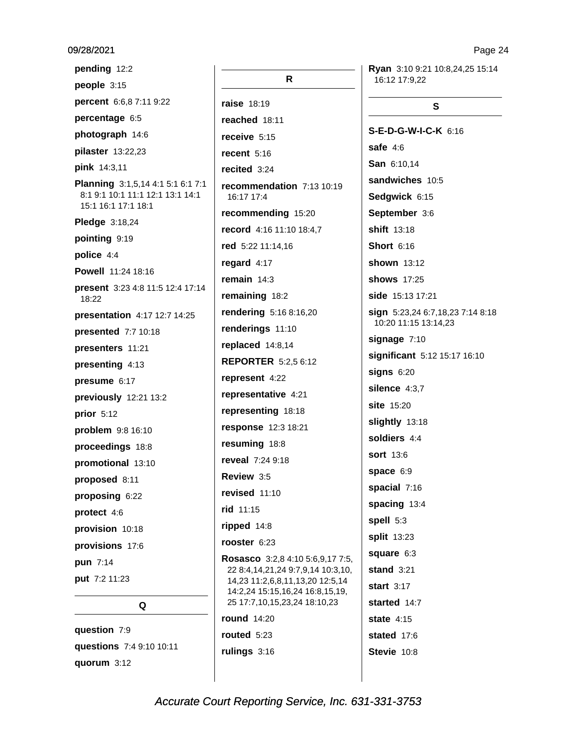**pending** 12:2

**people** 3:15

**percent** 6:6,8 7:11 9:22

**percentage** 6:5

**photograph** 14:6

**pilaster** 13:22,23

**pink** 14:3,11

**Planning** 3:1,5,14 4:1 5:1 6:1 7:1 8:1 9:1 10:1 11:1 12:1 13:1 14:1 15:1 16:1 17:1 18:1

**Pledge** 3:18,24

**pointing** 9:19

**police** 4:4

**Powell** 11:24 18:16

**present** 3:23 4:8 11:5 12:4 17:14 18:22

**presentation** 4:17 12:7 14:25

**presented** 7:7 10:18

**presenters** 11:21

**presenting** 4:13

**presume** 6:17

**previously** 12:21 13:2

**prior** 5:12

**problem** 9:8 16:10

**proceedings** 18:8

**promotional** 13:10

**proposed** 8:11

**proposing** 6:22

**protect** 4:6

**provision** 10:18

**provisions** 17:6

**pun** 7:14

**put** 7:2 11:23

## Q

**question** 7:9

**questions** 7:4 9:10 10:11

**quorum** 3:12

## R

**raise** 18:19

**reached** 18:11

**receive** 5:15

**recent** 5:16

**recited** 3:24

**recommendation** 7:13 10:19 16:17 17:4

**recommending** 15:20

**record** 4:16 11:10 18:4,7

**red** 5:22 11:14,16

**regard** 4:17

**remain** 14:3

**remaining** 18:2

**rendering** 5:16 8:16,20

**renderings** 11:10

**replaced** 14:8,14

**REPORTER** 5:2,5 6:12

**represent** 4:22

**representative** 4:21

**representing** 18:18

**response** 12:3 18:21

**resuming** 18:8

**reveal** 7:24 9:18

**Review** 3:5

**revised** 11:10

**rid** 11:15

**ripped** 14:8

**rooster** 6:23

**Rosasco** 3:2,8 4:10 5:6,9,17 7:5,22 8:4,14,21,24 9:7,9,14 10:3,10,14,23 11:2,6,8,11,13,20 12:5,14 14:2,24 15:15,16,24 16:8,15,19,25 17:7,10,15,23,24 18:10,23

**round** 14:20

**routed** 5:23

**rulings** 3:16

**Ryan** 3:10 9:21 10:8,24,25 15:14 16:12 17:9,22

## S

**S-E-D-G-W-I-C-K** 6:16

**safe** 4:6

**San** 6:10,14

**sandwiches** 10:5

**Sedgwick** 6:15

**September** 3:6

**shift** 13:18

**Short** 6:16

**shown** 13:12

**shows** 17:25

**side** 15:13 17:21

**sign** 5:23,24 6:7,18,23 7:14 8:18 10:20 11:15 13:14,23

**signage** 7:10

**significant** 5:12 15:17 16:10

**signs** 6:20

**silence** 4:3,7

**site** 15:20

**slightly** 13:18

**soldiers** 4:4

**sort** 13:6

**space** 6:9

**spacial** 7:16

**spacing** 13:4

**spell** 5:3

**split** 13:23

**square** 6:3

**stand** 3:21

**start** 3:17

**started** 14:7

**state** 4:15

**stated** 17:6

**Stevie** 10:8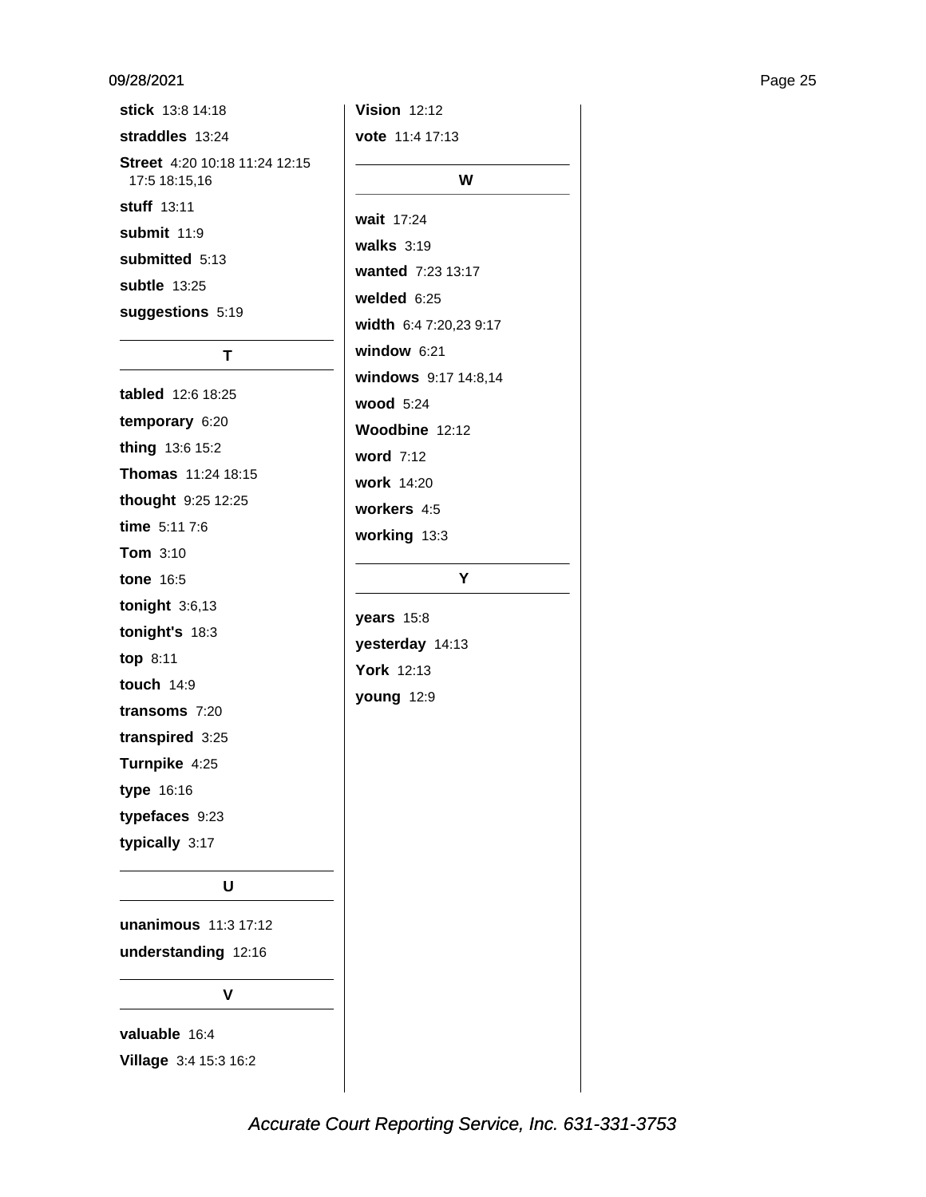**stick** 13:8 14:18

**straddles** 13:24

**Street** 4:20 10:18 11:24 12:15 17:5 18:15,16

**stuff** 13:11

**submit** 11:9

**submitted** 5:13

**subtle** 13:25

**suggestions** 5:19

## T

**tabled** 12:6 18:25

**temporary** 6:20

**thing** 13:6 15:2

**Thomas** 11:24 18:15

**thought** 9:25 12:25

**time** 5:11 7:6

**Tom** 3:10

**tone** 16:5

**tonight** 3:6,13

**tonight's** 18:3

**top** 8:11

**touch** 14:9

**transoms** 7:20

**transpired** 3:25

**Turnpike** 4:25

**type** 16:16

**typefaces** 9:23

**typically** 3:17

## U

**unanimous** 11:3 17:12

**understanding** 12:16

## V

**valuable** 16:4

**Village** 3:4 15:3 16:2

**Vision** 12:12

**vote** 11:4 17:13

## W

**wait** 17:24

**walks** 3:19

**wanted** 7:23 13:17

**welded** 6:25

**width** 6:4 7:20,23 9:17

**window** 6:21

**windows** 9:17 14:8,14

**wood** 5:24

**Woodbine** 12:12

**word** 7:12

**work** 14:20

**workers** 4:5

**working** 13:3

## Y

**years** 15:8

**yesterday** 14:13

**York** 12:13

**young** 12:9